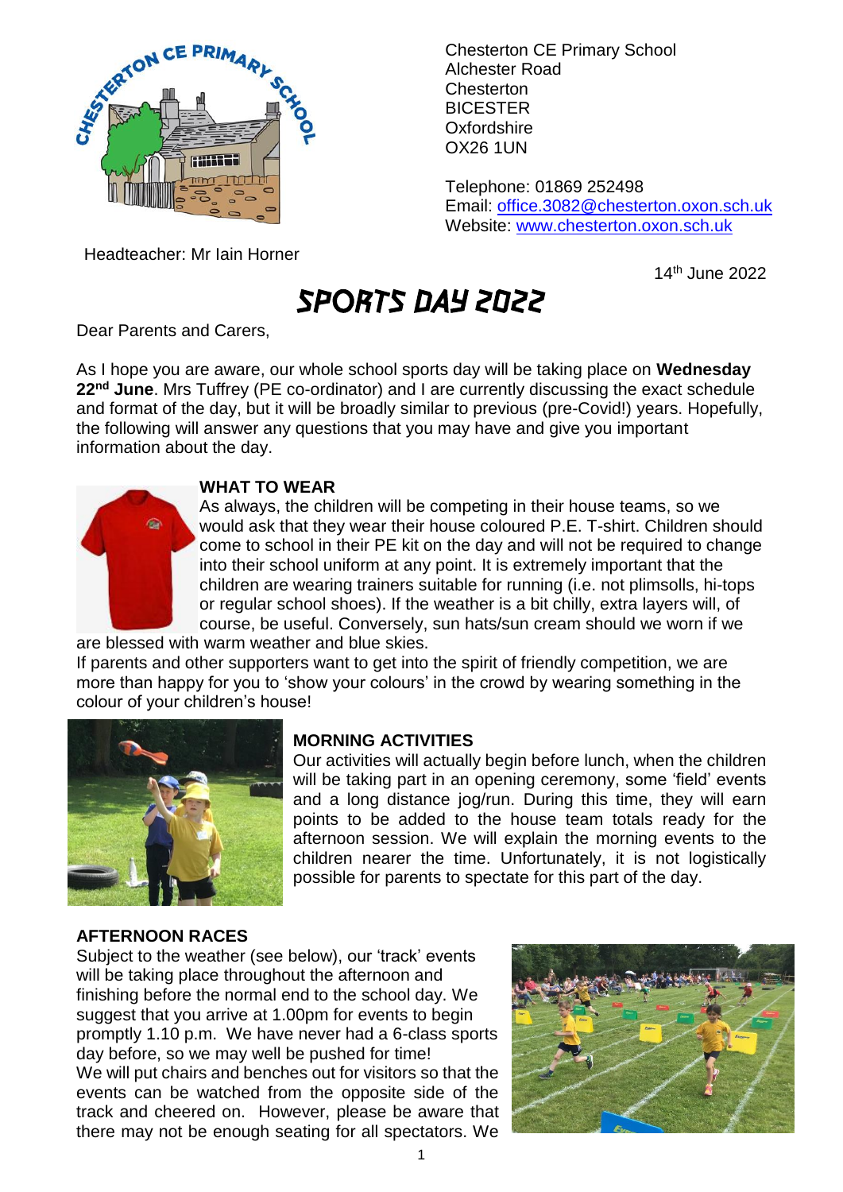Chesterton CE Primary School
Alchester Road
Chesterton
BICESTER
Oxfordshire
OX26 1UN

Telephone: 01869 252498
Email: office.3082@chesterton.oxon.sch.uk
Website: www.chesterton.oxon.sch.uk

Headteacher: Mr Iain Horner

14th June 2022

# SPORTS DAY 2022

Dear Parents and Carers,

As I hope you are aware, our whole school sports day will be taking place on **Wednesday 22nd June**. Mrs Tuffrey (PE co-ordinator) and I are currently discussing the exact schedule and format of the day, but it will be broadly similar to previous (pre-Covid!) years. Hopefully, the following will answer any questions that you may have and give you important information about the day.

**WHAT TO WEAR**

As always, the children will be competing in their house teams, so we would ask that they wear their house coloured P.E. T-shirt. Children should come to school in their PE kit on the day and will not be required to change into their school uniform at any point. It is extremely important that the children are wearing trainers suitable for running (i.e. not plimsolls, hi-tops or regular school shoes). If the weather is a bit chilly, extra layers will, of course, be useful. Conversely, sun hats/sun cream should we worn if we are blessed with warm weather and blue skies.

If parents and other supporters want to get into the spirit of friendly competition, we are more than happy for you to 'show your colours' in the crowd by wearing something in the colour of your children's house!

**MORNING ACTIVITIES**

Our activities will actually begin before lunch, when the children will be taking part in an opening ceremony, some 'field' events and a long distance jog/run. During this time, they will earn points to be added to the house team totals ready for the afternoon session. We will explain the morning events to the children nearer the time. Unfortunately, it is not logistically possible for parents to spectate for this part of the day.

**AFTERNOON RACES**

Subject to the weather (see below), our 'track' events will be taking place throughout the afternoon and finishing before the normal end to the school day. We suggest that you arrive at 1.00pm for events to begin promptly 1.10 p.m. We have never had a 6-class sports day before, so we may well be pushed for time!

We will put chairs and benches out for visitors so that the events can be watched from the opposite side of the track and cheered on. However, please be aware that there may not be enough seating for all spectators. We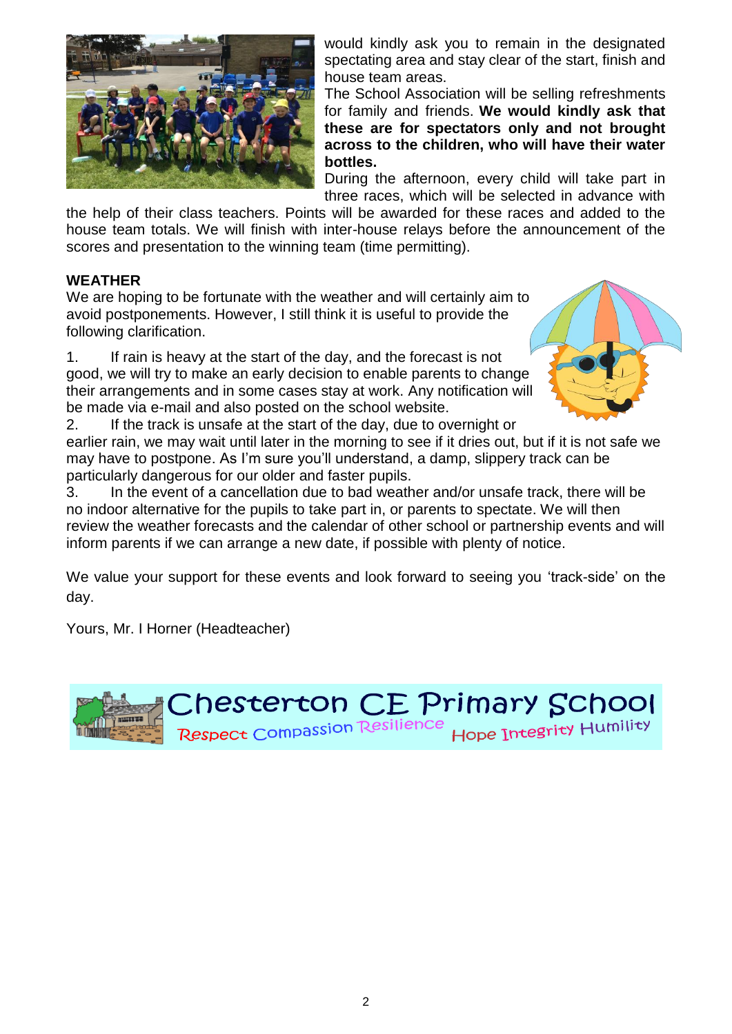would kindly ask you to remain in the designated spectating area and stay clear of the start, finish and house team areas.

The School Association will be selling refreshments for family and friends. **We would kindly ask that these are for spectators only and not brought across to the children, who will have their water bottles.**

During the afternoon, every child will take part in three races, which will be selected in advance with the help of their class teachers. Points will be awarded for these races and added to the house team totals. We will finish with inter-house relays before the announcement of the scores and presentation to the winning team (time permitting).

**WEATHER**

We are hoping to be fortunate with the weather and will certainly aim to avoid postponements. However, I still think it is useful to provide the following clarification.

1. If rain is heavy at the start of the day, and the forecast is not good, we will try to make an early decision to enable parents to change their arrangements and in some cases stay at work. Any notification will be made via e-mail and also posted on the school website.
2. If the track is unsafe at the start of the day, due to overnight or earlier rain, we may wait until later in the morning to see if it dries out, but if it is not safe we may have to postpone. As I'm sure you'll understand, a damp, slippery track can be particularly dangerous for our older and faster pupils.
3. In the event of a cancellation due to bad weather and/or unsafe track, there will be no indoor alternative for the pupils to take part in, or parents to spectate. We will then review the weather forecasts and the calendar of other school or partnership events and will inform parents if we can arrange a new date, if possible with plenty of notice.

We value your support for these events and look forward to seeing you 'track-side' on the day.

Yours, Mr. I Horner (Headteacher)

Chesterton CE Primary School

Respect Compassion Resilience Hope Integrity Humility